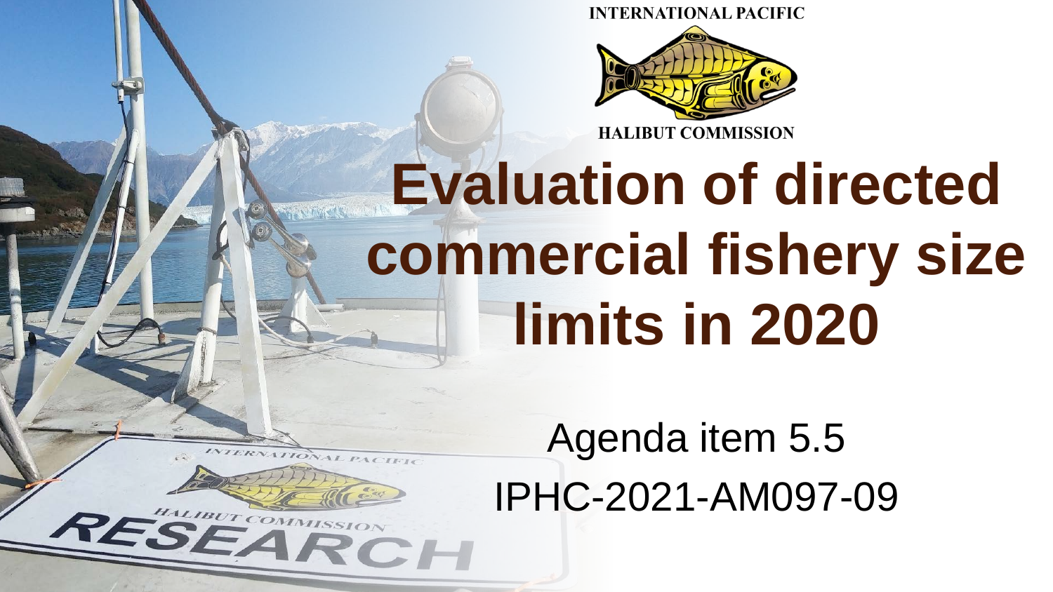INTERNATIONAL PACIFIC

HALIBUT COMMISSION

# Evaluation of directed commercial fishery size limits in 2020

Agenda item 5.5

IPHC-2021-AM097-09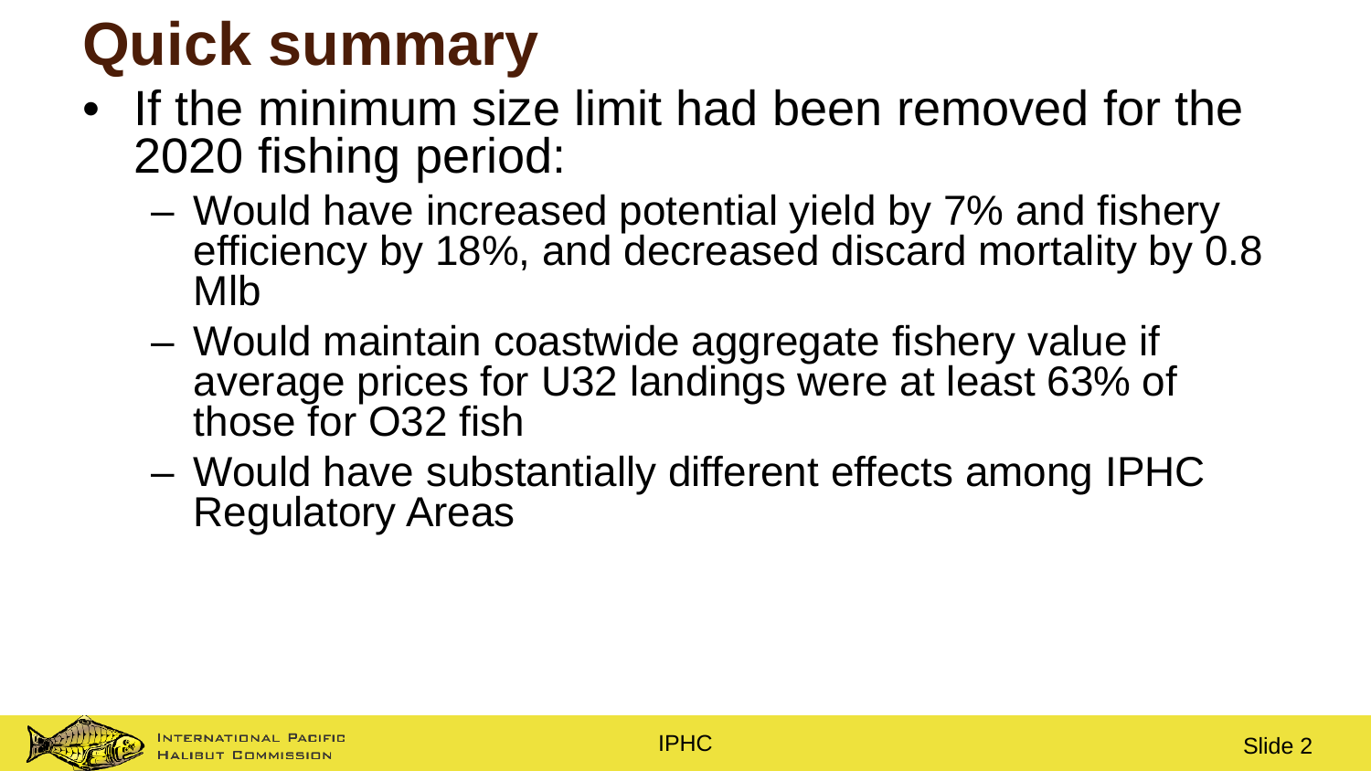# Quick summary

- If the minimum size limit had been removed for the 2020 fishing period:
  - Would have increased potential yield by 7% and fishery efficiency by 18%, and decreased discard mortality by 0.8 Mlb
  - Would maintain coastwide aggregate fishery value if average prices for U32 landings were at least 63% of those for O32 fish
  - Would have substantially different effects among IPHC Regulatory Areas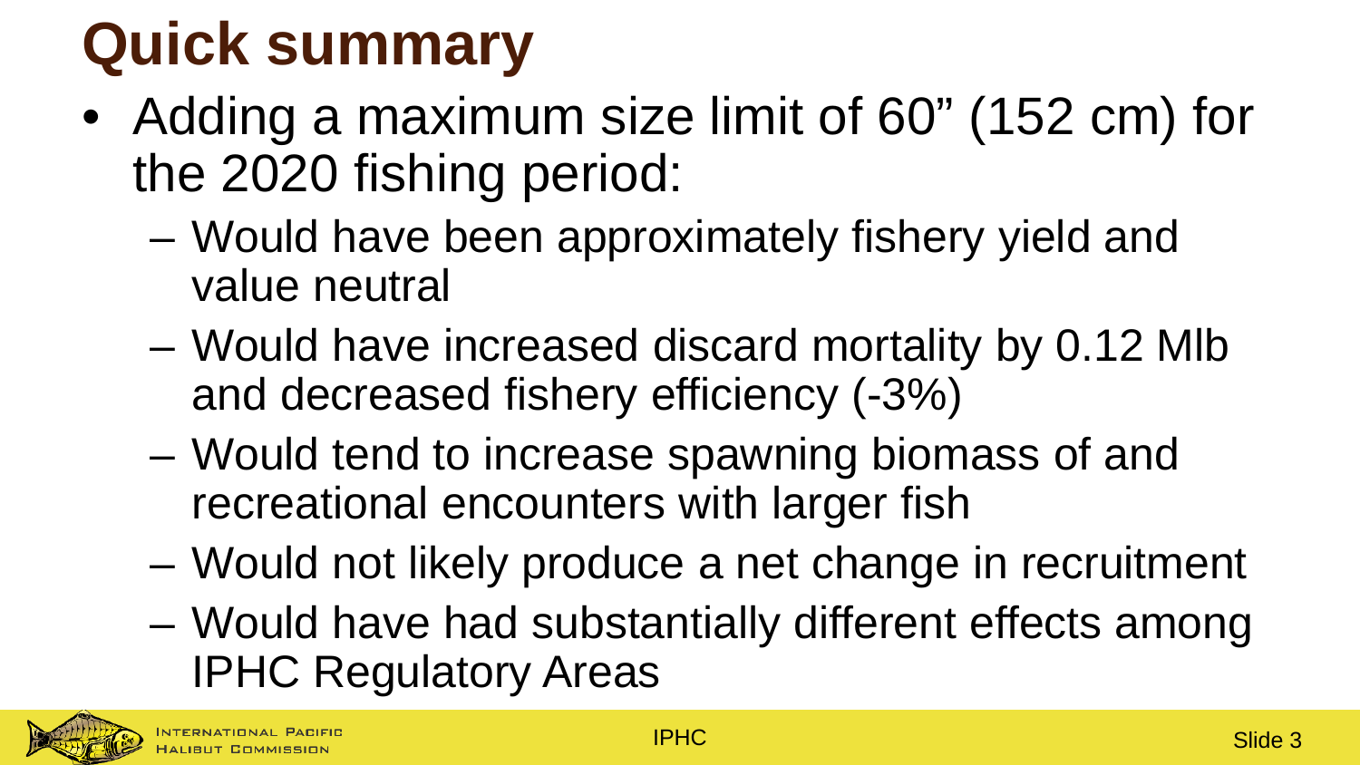# Quick summary

- Adding a maximum size limit of 60" (152 cm) for the 2020 fishing period:
  - Would have been approximately fishery yield and value neutral
  - Would have increased discard mortality by 0.12 Mlb and decreased fishery efficiency (-3%)
  - Would tend to increase spawning biomass of and recreational encounters with larger fish
  - Would not likely produce a net change in recruitment
  - Would have had substantially different effects among IPHC Regulatory Areas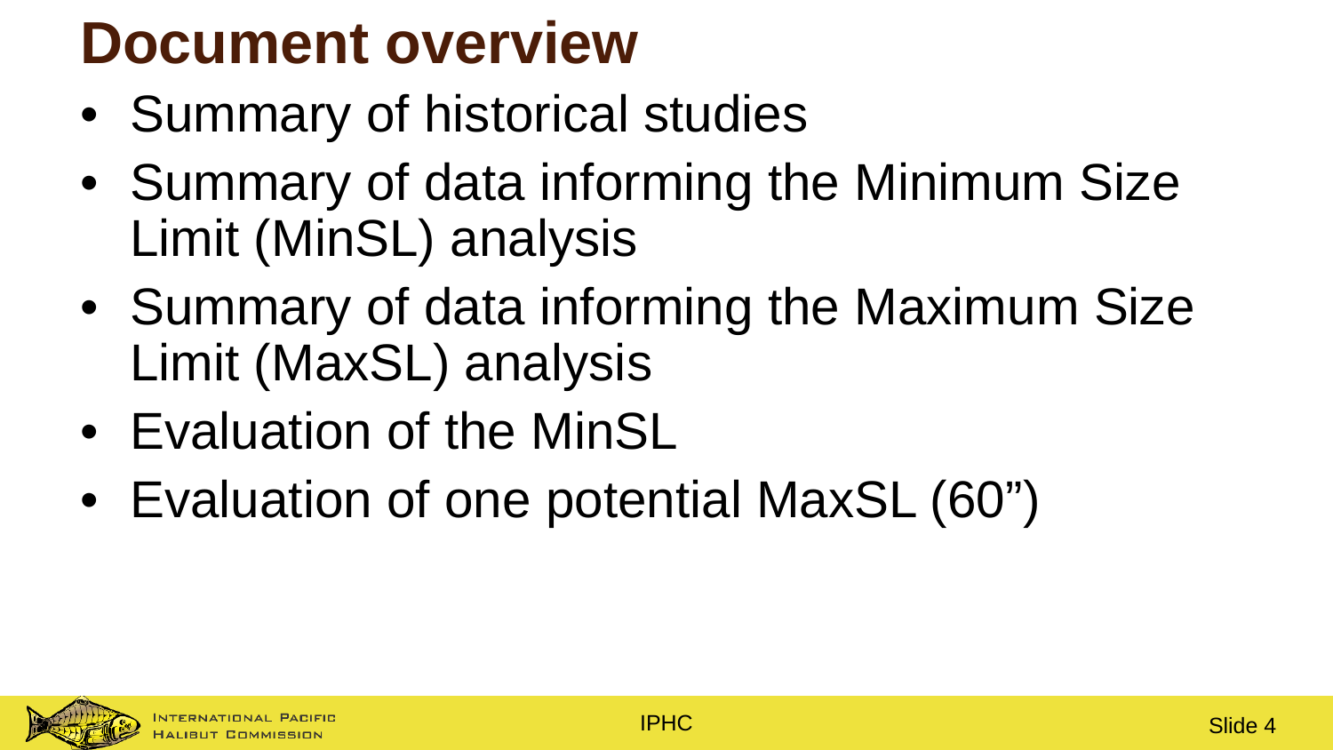# Document overview

- Summary of historical studies
- Summary of data informing the Minimum Size Limit (MinSL) analysis
- Summary of data informing the Maximum Size Limit (MaxSL) analysis
- Evaluation of the MinSL
- Evaluation of one potential MaxSL (60")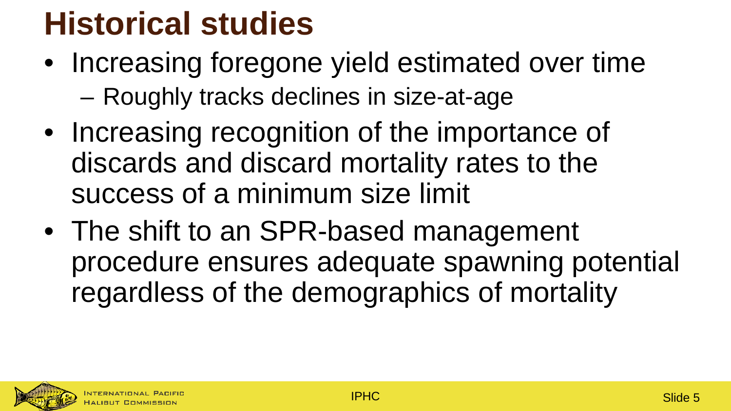# Historical studies

- Increasing foregone yield estimated over time
  - Roughly tracks declines in size-at-age
- Increasing recognition of the importance of discards and discard mortality rates to the success of a minimum size limit
- The shift to an SPR-based management procedure ensures adequate spawning potential regardless of the demographics of mortality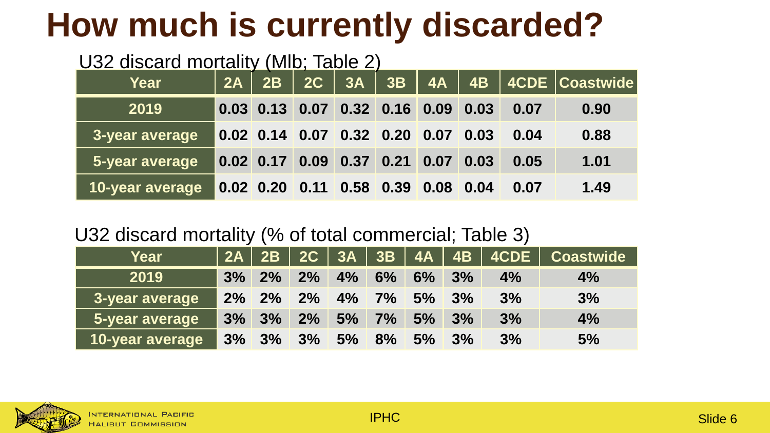# How much is currently discarded?

U32 discard mortality (Mlb; Table 2)

| Year | 2A | 2B | 2C | 3A | 3B | 4A | 4B | 4CDE | Coastwide |
|---|---|---|---|---|---|---|---|---|---|
| 2019 | 0.03 | 0.13 | 0.07 | 0.32 | 0.16 | 0.09 | 0.03 | 0.07 | 0.90 |
| 3-year average | 0.02 | 0.14 | 0.07 | 0.32 | 0.20 | 0.07 | 0.03 | 0.04 | 0.88 |
| 5-year average | 0.02 | 0.17 | 0.09 | 0.37 | 0.21 | 0.07 | 0.03 | 0.05 | 1.01 |
| 10-year average | 0.02 | 0.20 | 0.11 | 0.58 | 0.39 | 0.08 | 0.04 | 0.07 | 1.49 |

U32 discard mortality (% of total commercial; Table 3)

| Year | 2A | 2B | 2C | 3A | 3B | 4A | 4B | 4CDE | Coastwide |
|---|---|---|---|---|---|---|---|---|---|
| 2019 | 3% | 2% | 2% | 4% | 6% | 6% | 3% | 4% | 4% |
| 3-year average | 2% | 2% | 2% | 4% | 7% | 5% | 3% | 3% | 3% |
| 5-year average | 3% | 3% | 2% | 5% | 7% | 5% | 3% | 3% | 4% |
| 10-year average | 3% | 3% | 3% | 5% | 8% | 5% | 3% | 3% | 5% |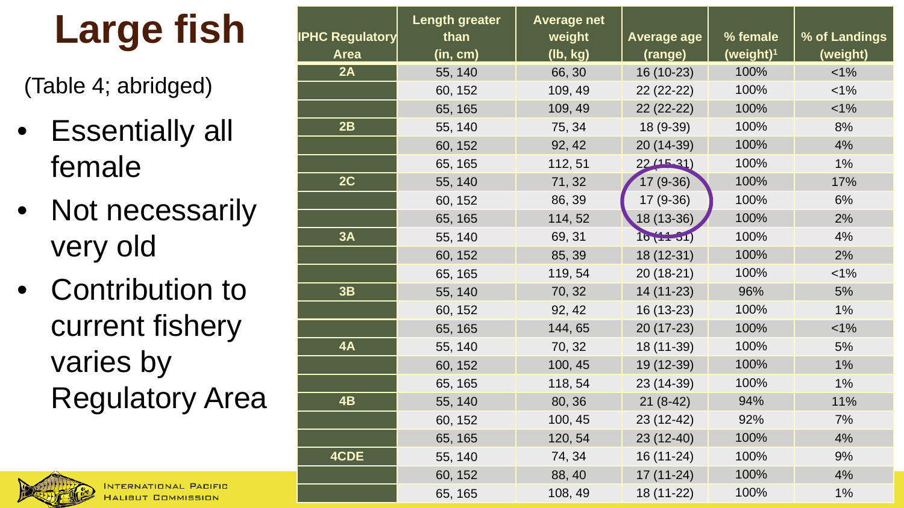# Large fish

(Table 4; abridged)

- Essentially all female
- Not necessarily very old
- Contribution to current fishery varies by Regulatory Area

| IPHC Regulatory Area | Length greater than (in, cm) | Average net weight (lb, kg) | Average age (range) | % female (weight)[1] | % of Landings (weight) |
|---|---|---|---|---|---|
| 2A | 55, 140 | 66, 30 | 16 (10-23) | 100% | <1% |
| | 60, 152 | 109, 49 | 22 (22-22) | 100% | <1% |
| | 65, 165 | 109, 49 | 22 (22-22) | 100% | <1% |
| 2B | 55, 140 | 75, 34 | 18 (9-39) | 100% | 8% |
| | 60, 152 | 92, 42 | 20 (14-39) | 100% | 4% |
| | 65, 165 | 112, 51 | 22 (15-31) | 100% | 1% |
| 2C | 55, 140 | 71, 32 | 17 (9-36) | 100% | 17% |
| | 60, 152 | 86, 39 | 17 (9-36) | 100% | 6% |
| | 65, 165 | 114, 52 | 18 (13-36) | 100% | 2% |
| 3A | 55, 140 | 69, 31 | 16 (11-31) | 100% | 4% |
| | 60, 152 | 85, 39 | 18 (12-31) | 100% | 2% |
| | 65, 165 | 119, 54 | 20 (18-21) | 100% | <1% |
| 3B | 55, 140 | 70, 32 | 14 (11-23) | 96% | 5% |
| | 60, 152 | 92, 42 | 16 (13-23) | 100% | 1% |
| | 65, 165 | 144, 65 | 20 (17-23) | 100% | <1% |
| 4A | 55, 140 | 70, 32 | 18 (11-39) | 100% | 5% |
| | 60, 152 | 100, 45 | 19 (12-39) | 100% | 1% |
| | 65, 165 | 118, 54 | 23 (14-39) | 100% | 1% |
| 4B | 55, 140 | 80, 36 | 21 (8-42) | 94% | 11% |
| | 60, 152 | 100, 45 | 23 (12-42) | 92% | 7% |
| | 65, 165 | 120, 54 | 23 (12-40) | 100% | 4% |
| 4CDE | 55, 140 | 74, 34 | 16 (11-24) | 100% | 9% |
| | 60, 152 | 88, 40 | 17 (11-24) | 100% | 4% |
| | 65, 165 | 108, 49 | 18 (11-22) | 100% | 1% |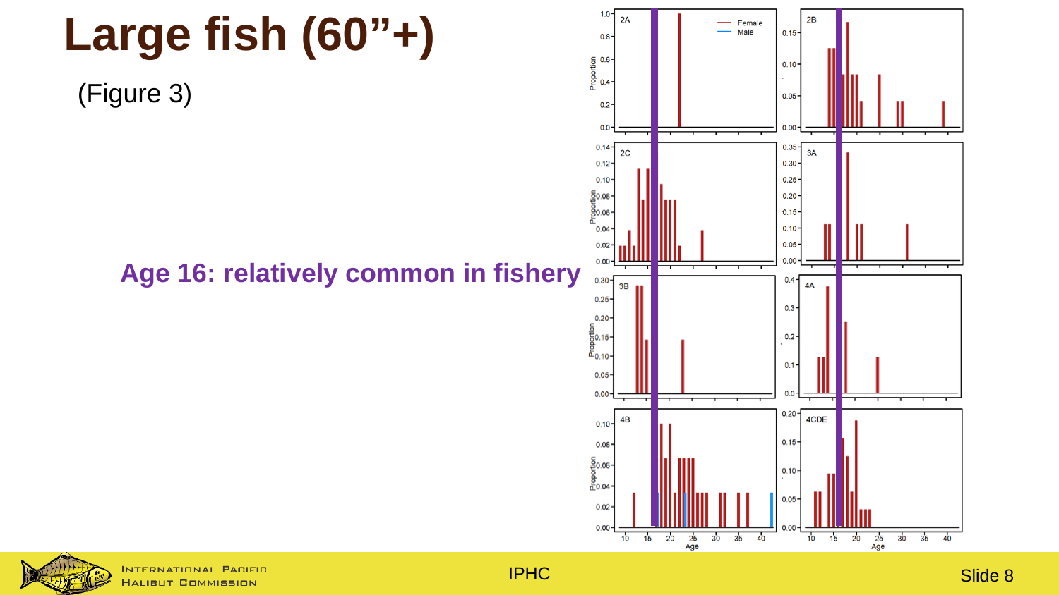# Large fish (60"+)

(Figure 3)

**Age 16: relatively common in fishery**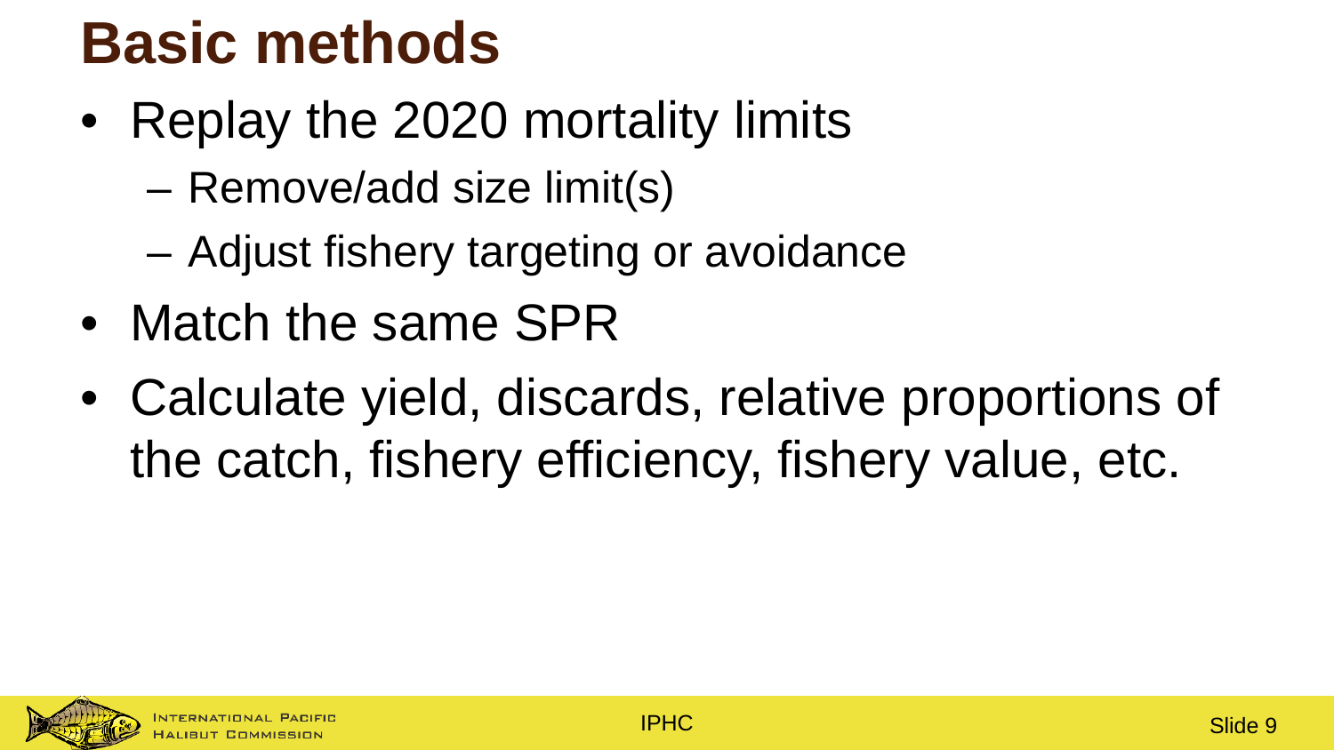# Basic methods

- Replay the 2020 mortality limits
  - Remove/add size limit(s)
  - Adjust fishery targeting or avoidance
- Match the same SPR
- Calculate yield, discards, relative proportions of the catch, fishery efficiency, fishery value, etc.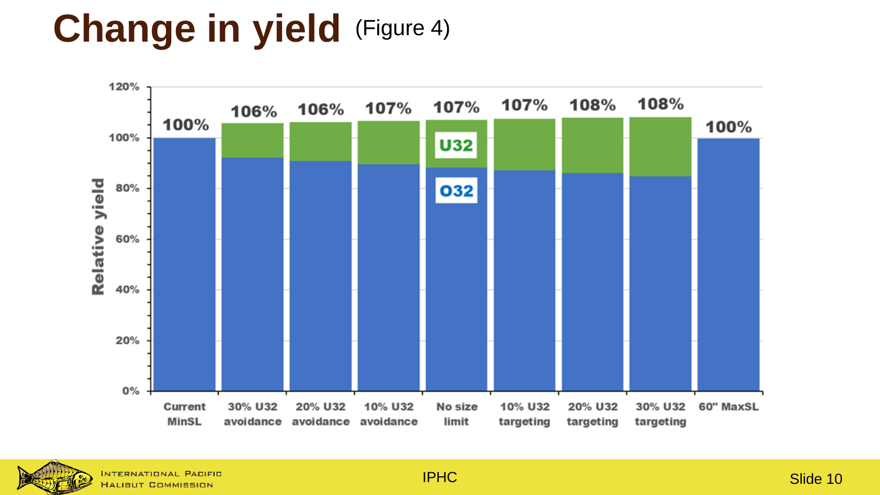# Change in yield (Figure 4)

| Scenario | Relative yield |
| --- | --- |
| Current MinSL | 100% |
| 30% U32 avoidance | 106% |
| 20% U32 avoidance | 106% |
| 10% U32 avoidance | 107% |
| No size limit | 107% |
| 10% U32 targeting | 107% |
| 20% U32 targeting | 108% |
| 30% U32 targeting | 108% |
| 60" MaxSL | 100% |

Relative yield (stacked: U32, O32)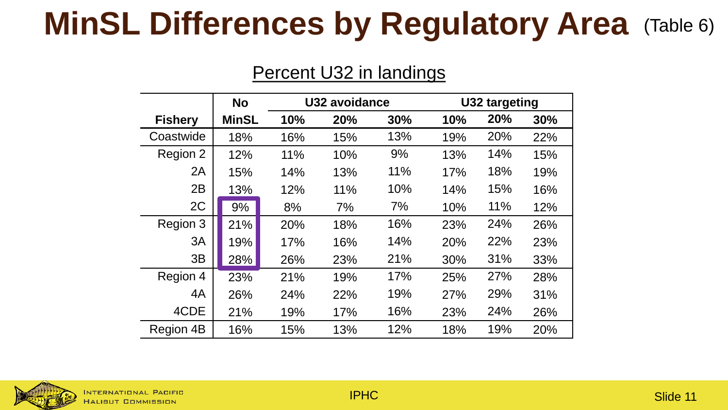# MinSL Differences by Regulatory Area (Table 6)

## Percent U32 in landings

| Fishery | No MinSL | U32 avoidance | | | U32 targeting | | |
|---|---|---|---|---|---|---|---|
| | | 10% | 20% | 30% | 10% | 20% | 30% |
| Coastwide | 18% | 16% | 15% | 13% | 19% | 20% | 22% |
| Region 2 | 12% | 11% | 10% | 9% | 13% | 14% | 15% |
| 2A | 15% | 14% | 13% | 11% | 17% | 18% | 19% |
| 2B | 13% | 12% | 11% | 10% | 14% | 15% | 16% |
| 2C | 9% | 8% | 7% | 7% | 10% | 11% | 12% |
| Region 3 | 21% | 20% | 18% | 16% | 23% | 24% | 26% |
| 3A | 19% | 17% | 16% | 14% | 20% | 22% | 23% |
| 3B | 28% | 26% | 23% | 21% | 30% | 31% | 33% |
| Region 4 | 23% | 21% | 19% | 17% | 25% | 27% | 28% |
| 4A | 26% | 24% | 22% | 19% | 27% | 29% | 31% |
| 4CDE | 21% | 19% | 17% | 16% | 23% | 24% | 26% |
| Region 4B | 16% | 15% | 13% | 12% | 18% | 19% | 20% |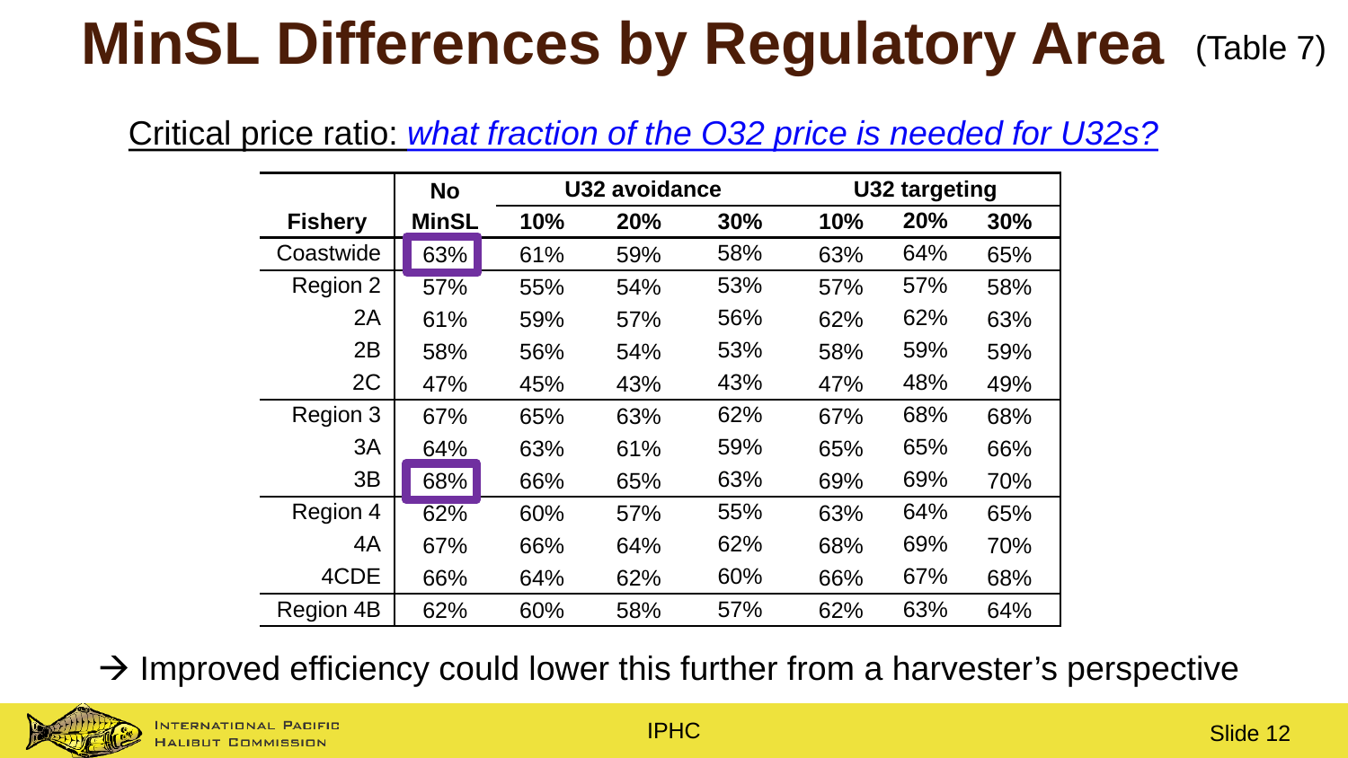# MinSL Differences by Regulatory Area (Table 7)

Critical price ratio: *what fraction of the O32 price is needed for U32s?*

| Fishery | No MinSL | U32 avoidance | | | U32 targeting | | |
|---|---|---|---|---|---|---|---|
| | | 10% | 20% | 30% | 10% | 20% | 30% |
| Coastwide | 63% | 61% | 59% | 58% | 63% | 64% | 65% |
| Region 2 | 57% | 55% | 54% | 53% | 57% | 57% | 58% |
| 2A | 61% | 59% | 57% | 56% | 62% | 62% | 63% |
| 2B | 58% | 56% | 54% | 53% | 58% | 59% | 59% |
| 2C | 47% | 45% | 43% | 43% | 47% | 48% | 49% |
| Region 3 | 67% | 65% | 63% | 62% | 67% | 68% | 68% |
| 3A | 64% | 63% | 61% | 59% | 65% | 65% | 66% |
| 3B | 68% | 66% | 65% | 63% | 69% | 69% | 70% |
| Region 4 | 62% | 60% | 57% | 55% | 63% | 64% | 65% |
| 4A | 67% | 66% | 64% | 62% | 68% | 69% | 70% |
| 4CDE | 66% | 64% | 62% | 60% | 66% | 67% | 68% |
| Region 4B | 62% | 60% | 58% | 57% | 62% | 63% | 64% |

→ Improved efficiency could lower this further from a harvester's perspective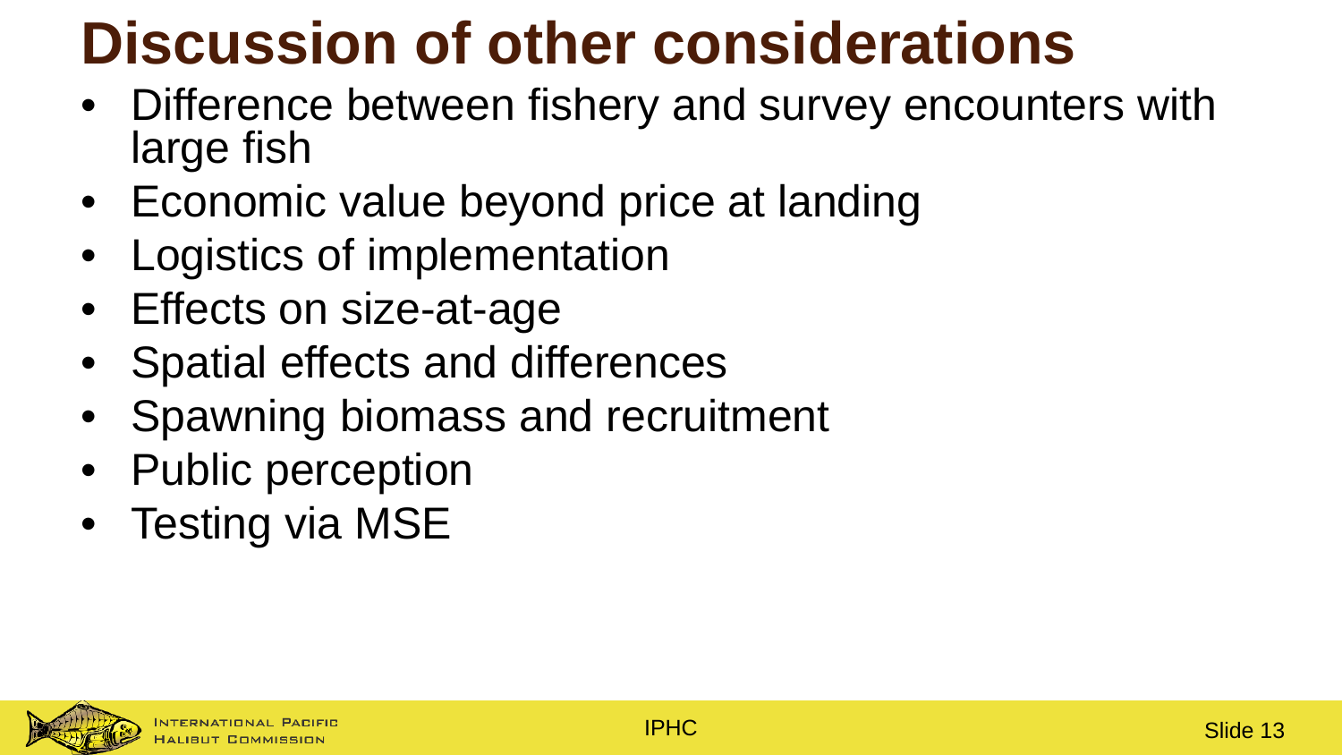# Discussion of other considerations

- Difference between fishery and survey encounters with large fish
- Economic value beyond price at landing
- Logistics of implementation
- Effects on size-at-age
- Spatial effects and differences
- Spawning biomass and recruitment
- Public perception
- Testing via MSE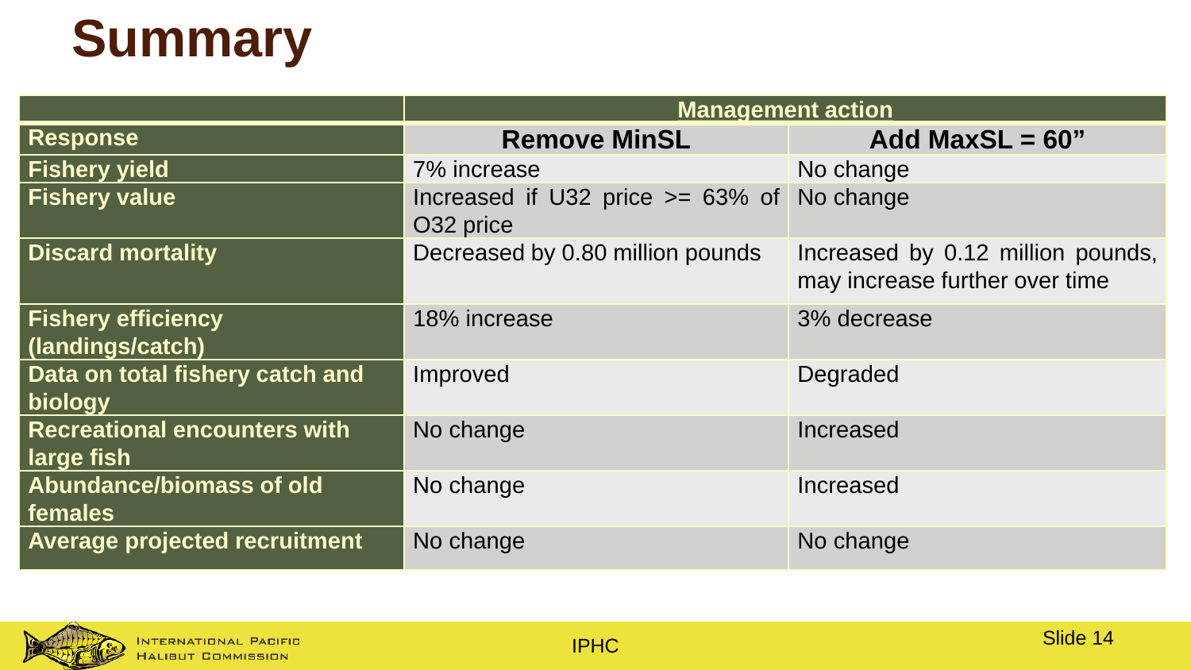# Summary

| | Management action | |
|---|---|---|
| **Response** | **Remove MinSL** | **Add MaxSL = 60”** |
| **Fishery yield** | 7% increase | No change |
| **Fishery value** | Increased if U32 price >= 63% of O32 price | No change |
| **Discard mortality** | Decreased by 0.80 million pounds | Increased by 0.12 million pounds, may increase further over time |
| **Fishery efficiency (landings/catch)** | 18% increase | 3% decrease |
| **Data on total fishery catch and biology** | Improved | Degraded |
| **Recreational encounters with large fish** | No change | Increased |
| **Abundance/biomass of old females** | No change | Increased |
| **Average projected recruitment** | No change | No change |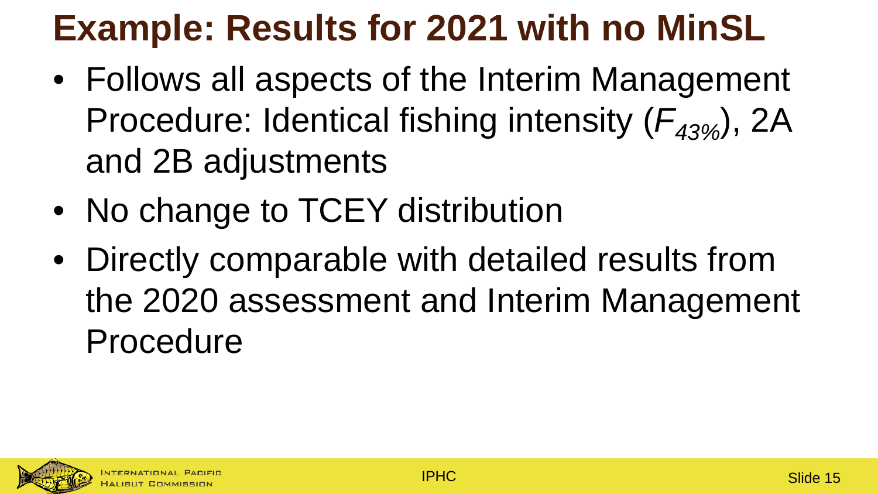# Example: Results for 2021 with no MinSL

- Follows all aspects of the Interim Management Procedure: Identical fishing intensity ($F_{43\%}$), 2A and 2B adjustments
- No change to TCEY distribution
- Directly comparable with detailed results from the 2020 assessment and Interim Management Procedure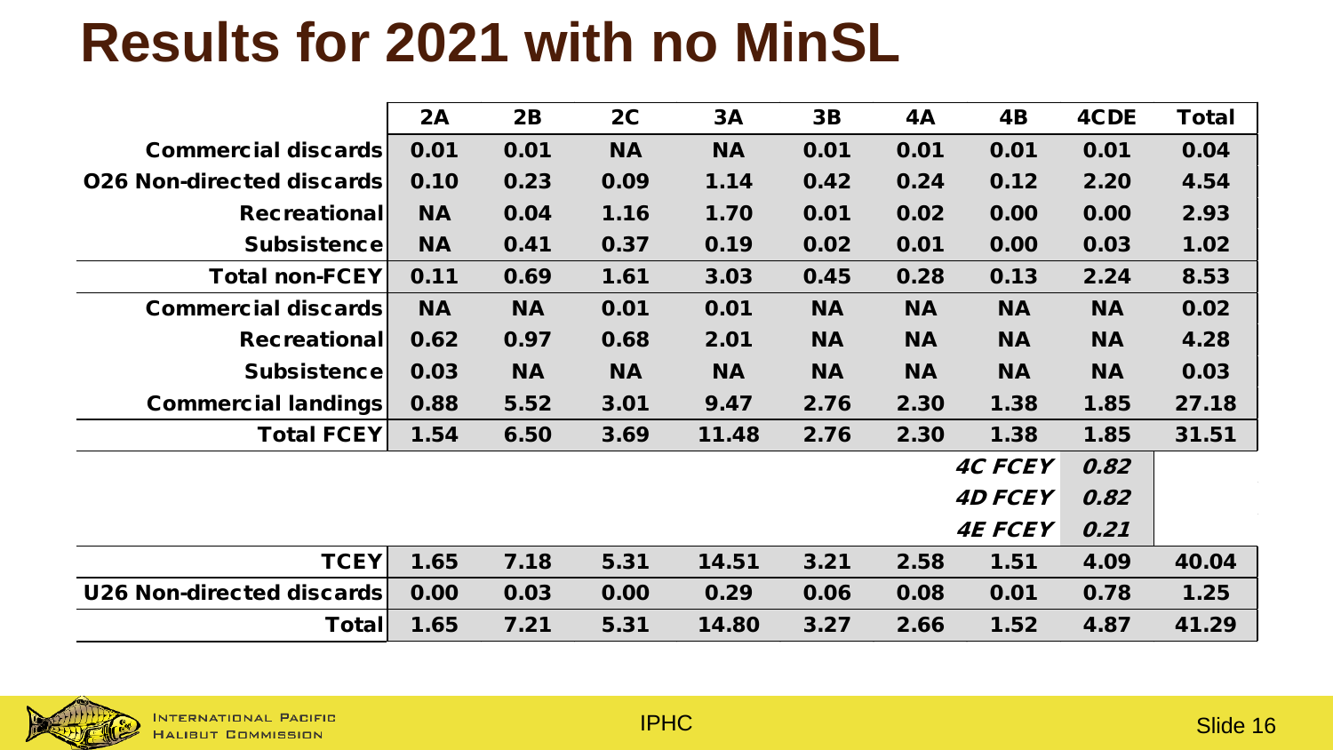# Results for 2021 with no MinSL

| | 2A | 2B | 2C | 3A | 3B | 4A | 4B | 4CDE | Total |
|---|---|---|---|---|---|---|---|---|---|
| **Commercial discards** | 0.01 | 0.01 | NA | NA | 0.01 | 0.01 | 0.01 | 0.01 | 0.04 |
| **O26 Non-directed discards** | 0.10 | 0.23 | 0.09 | 1.14 | 0.42 | 0.24 | 0.12 | 2.20 | 4.54 |
| **Recreational** | NA | 0.04 | 1.16 | 1.70 | 0.01 | 0.02 | 0.00 | 0.00 | 2.93 |
| **Subsistence** | NA | 0.41 | 0.37 | 0.19 | 0.02 | 0.01 | 0.00 | 0.03 | 1.02 |
| **Total non-FCEY** | 0.11 | 0.69 | 1.61 | 3.03 | 0.45 | 0.28 | 0.13 | 2.24 | 8.53 |
| **Commercial discards** | NA | NA | 0.01 | 0.01 | NA | NA | NA | NA | 0.02 |
| **Recreational** | 0.62 | 0.97 | 0.68 | 2.01 | NA | NA | NA | NA | 4.28 |
| **Subsistence** | 0.03 | NA | NA | NA | NA | NA | NA | NA | 0.03 |
| **Commercial landings** | 0.88 | 5.52 | 3.01 | 9.47 | 2.76 | 2.30 | 1.38 | 1.85 | 27.18 |
| **Total FCEY** | 1.54 | 6.50 | 3.69 | 11.48 | 2.76 | 2.30 | 1.38 | 1.85 | 31.51 |
| | | | | | | | *4C FCEY* | *0.82* | |
| | | | | | | | *4D FCEY* | *0.82* | |
| | | | | | | | *4E FCEY* | *0.21* | |
| **TCEY** | 1.65 | 7.18 | 5.31 | 14.51 | 3.21 | 2.58 | 1.51 | 4.09 | 40.04 |
| **U26 Non-directed discards** | 0.00 | 0.03 | 0.00 | 0.29 | 0.06 | 0.08 | 0.01 | 0.78 | 1.25 |
| **Total** | 1.65 | 7.21 | 5.31 | 14.80 | 3.27 | 2.66 | 1.52 | 4.87 | 41.29 |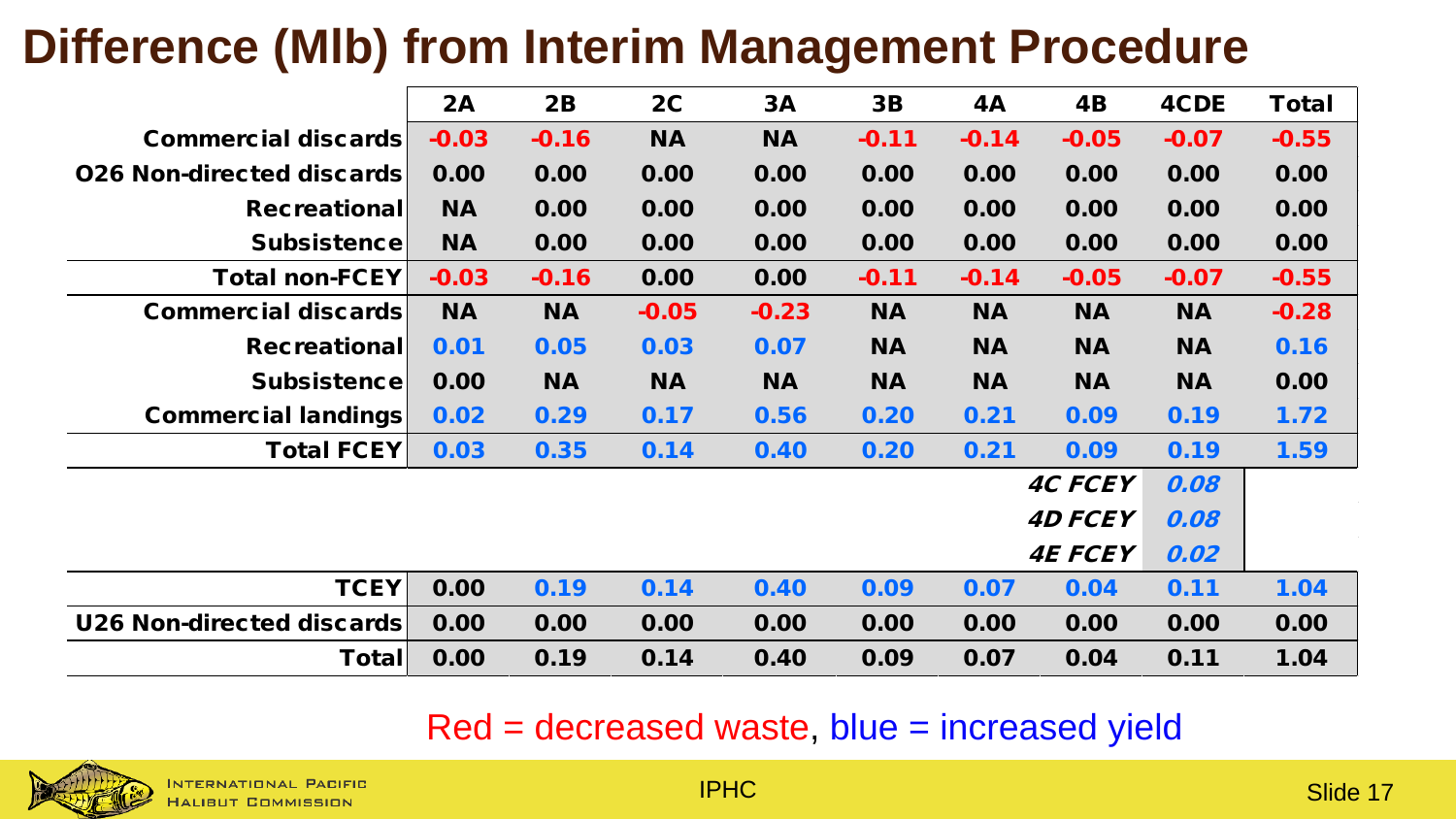# Difference (Mlb) from Interim Management Procedure

| | 2A | 2B | 2C | 3A | 3B | 4A | 4B | 4CDE | Total |
|---|---|---|---|---|---|---|---|---|---|
| Commercial discards | -0.03 | -0.16 | NA | NA | -0.11 | -0.14 | -0.05 | -0.07 | -0.55 |
| O26 Non-directed discards | 0.00 | 0.00 | 0.00 | 0.00 | 0.00 | 0.00 | 0.00 | 0.00 | 0.00 |
| Recreational | NA | 0.00 | 0.00 | 0.00 | 0.00 | 0.00 | 0.00 | 0.00 | 0.00 |
| Subsistence | NA | 0.00 | 0.00 | 0.00 | 0.00 | 0.00 | 0.00 | 0.00 | 0.00 |
| **Total non-FCEY** | -0.03 | -0.16 | 0.00 | 0.00 | -0.11 | -0.14 | -0.05 | -0.07 | -0.55 |
| Commercial discards | NA | NA | -0.05 | -0.23 | NA | NA | NA | NA | -0.28 |
| Recreational | 0.01 | 0.05 | 0.03 | 0.07 | NA | NA | NA | NA | 0.16 |
| Subsistence | 0.00 | NA | NA | NA | NA | NA | NA | NA | 0.00 |
| Commercial landings | 0.02 | 0.29 | 0.17 | 0.56 | 0.20 | 0.21 | 0.09 | 0.19 | 1.72 |
| **Total FCEY** | 0.03 | 0.35 | 0.14 | 0.40 | 0.20 | 0.21 | 0.09 | 0.19 | 1.59 |
| | | | | | | | *4C FCEY* | *0.08* | |
| | | | | | | | *4D FCEY* | *0.08* | |
| | | | | | | | *4E FCEY* | *0.02* | |
| **TCEY** | 0.00 | 0.19 | 0.14 | 0.40 | 0.09 | 0.07 | 0.04 | 0.11 | 1.04 |
| U26 Non-directed discards | 0.00 | 0.00 | 0.00 | 0.00 | 0.00 | 0.00 | 0.00 | 0.00 | 0.00 |
| **Total** | 0.00 | 0.19 | 0.14 | 0.40 | 0.09 | 0.07 | 0.04 | 0.11 | 1.04 |

Red = decreased waste, blue = increased yield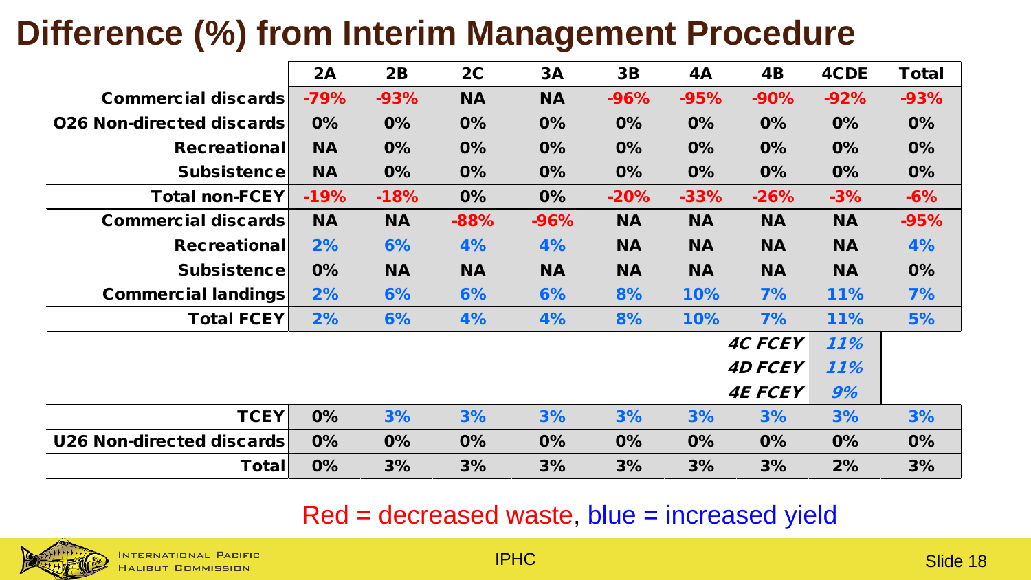# Difference (%) from Interim Management Procedure

| | 2A | 2B | 2C | 3A | 3B | 4A | 4B | 4CDE | Total |
|---|---|---|---|---|---|---|---|---|---|
| **Commercial discards** | -79% | -93% | NA | NA | -96% | -95% | -90% | -92% | -93% |
| **O26 Non-directed discards** | 0% | 0% | 0% | 0% | 0% | 0% | 0% | 0% | 0% |
| **Recreational** | NA | 0% | 0% | 0% | 0% | 0% | 0% | 0% | 0% |
| **Subsistence** | NA | 0% | 0% | 0% | 0% | 0% | 0% | 0% | 0% |
| **Total non-FCEY** | -19% | -18% | 0% | 0% | -20% | -33% | -26% | -3% | -6% |
| **Commercial discards** | NA | NA | -88% | -96% | NA | NA | NA | NA | -95% |
| **Recreational** | 2% | 6% | 4% | 4% | NA | NA | NA | NA | 4% |
| **Subsistence** | 0% | NA | NA | NA | NA | NA | NA | NA | 0% |
| **Commercial landings** | 2% | 6% | 6% | 6% | 8% | 10% | 7% | 11% | 7% |
| **Total FCEY** | 2% | 6% | 4% | 4% | 8% | 10% | 7% | 11% | 5% |
| | | | | | | | ***4C FCEY*** | *11%* | |
| | | | | | | | ***4D FCEY*** | *11%* | |
| | | | | | | | ***4E FCEY*** | *9%* | |
| **TCEY** | 0% | 3% | 3% | 3% | 3% | 3% | 3% | 3% | 3% |
| **U26 Non-directed discards** | 0% | 0% | 0% | 0% | 0% | 0% | 0% | 0% | 0% |
| **Total** | 0% | 3% | 3% | 3% | 3% | 3% | 3% | 2% | 3% |

Red = decreased waste, blue = increased yield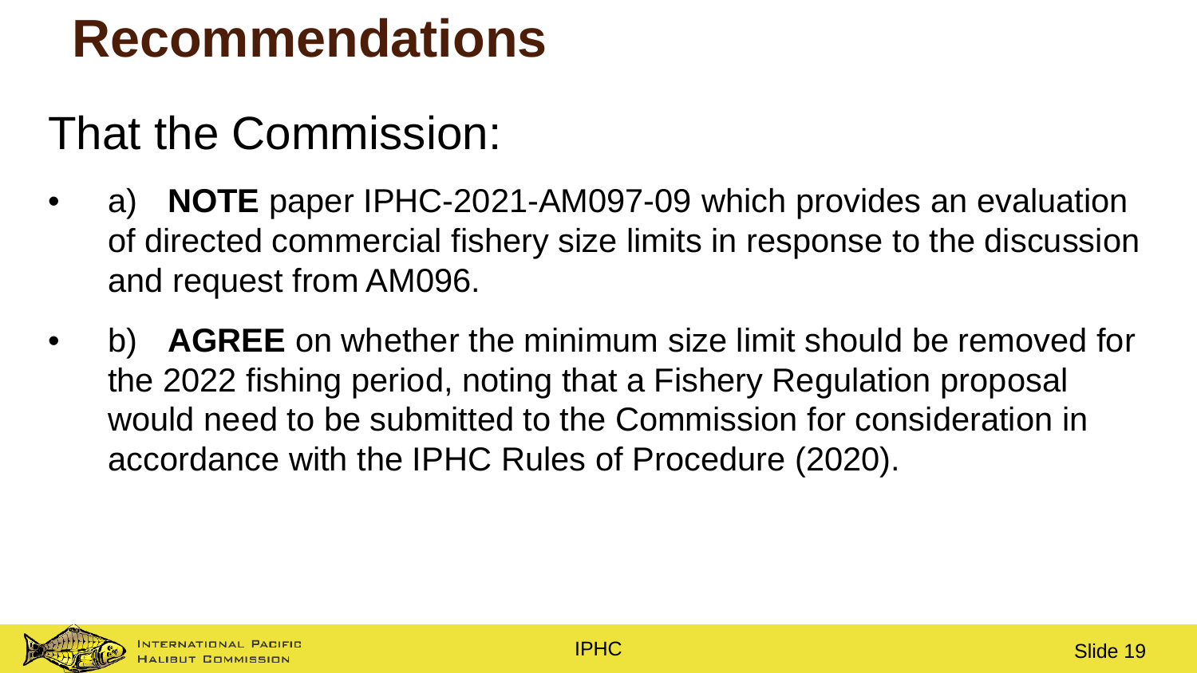# Recommendations

## That the Commission:

- a) **NOTE** paper IPHC-2021-AM097-09 which provides an evaluation of directed commercial fishery size limits in response to the discussion and request from AM096.
- b) **AGREE** on whether the minimum size limit should be removed for the 2022 fishing period, noting that a Fishery Regulation proposal would need to be submitted to the Commission for consideration in accordance with the IPHC Rules of Procedure (2020).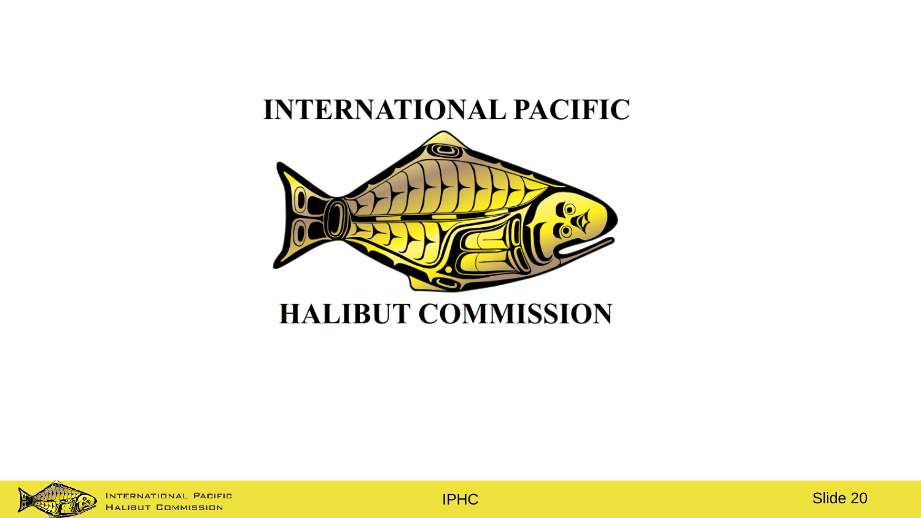INTERNATIONAL PACIFIC

HALIBUT COMMISSION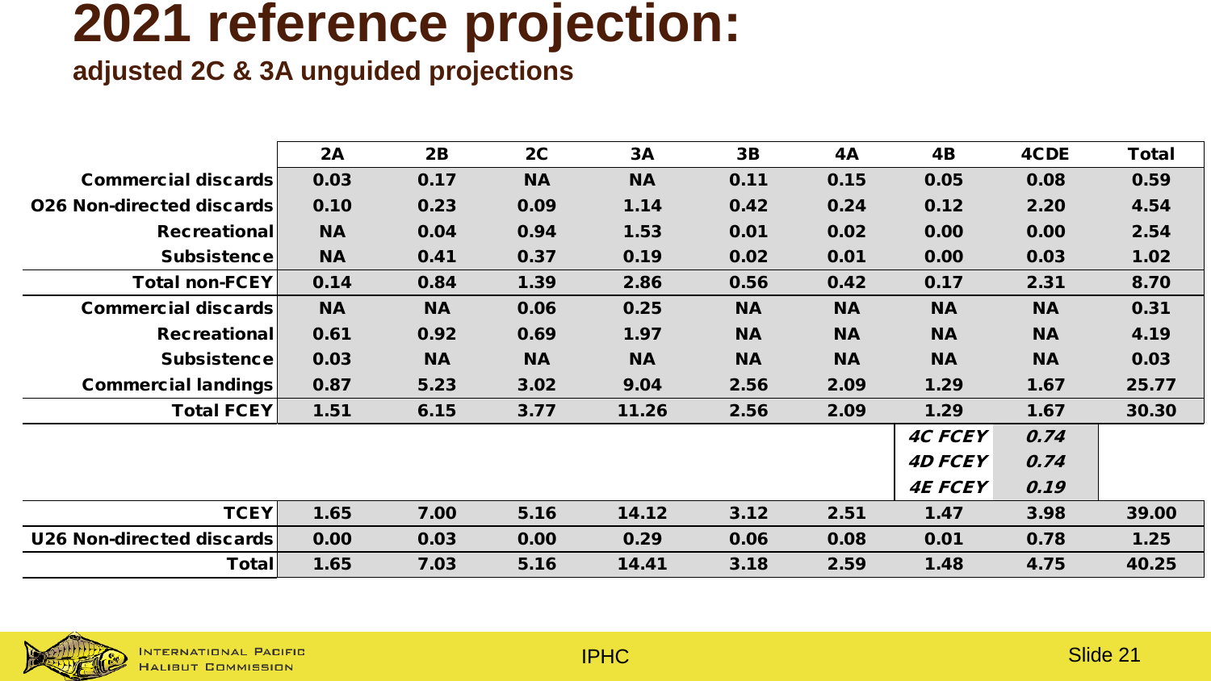# 2021 reference projection:

**adjusted 2C & 3A unguided projections**

| | 2A | 2B | 2C | 3A | 3B | 4A | 4B | 4CDE | Total |
|---|---|---|---|---|---|---|---|---|---|
| Commercial discards | 0.03 | 0.17 | NA | NA | 0.11 | 0.15 | 0.05 | 0.08 | 0.59 |
| O26 Non-directed discards | 0.10 | 0.23 | 0.09 | 1.14 | 0.42 | 0.24 | 0.12 | 2.20 | 4.54 |
| Recreational | NA | 0.04 | 0.94 | 1.53 | 0.01 | 0.02 | 0.00 | 0.00 | 2.54 |
| Subsistence | NA | 0.41 | 0.37 | 0.19 | 0.02 | 0.01 | 0.00 | 0.03 | 1.02 |
| Total non-FCEY | 0.14 | 0.84 | 1.39 | 2.86 | 0.56 | 0.42 | 0.17 | 2.31 | 8.70 |
| Commercial discards | NA | NA | 0.06 | 0.25 | NA | NA | NA | NA | 0.31 |
| Recreational | 0.61 | 0.92 | 0.69 | 1.97 | NA | NA | NA | NA | 4.19 |
| Subsistence | 0.03 | NA | NA | NA | NA | NA | NA | NA | 0.03 |
| Commercial landings | 0.87 | 5.23 | 3.02 | 9.04 | 2.56 | 2.09 | 1.29 | 1.67 | 25.77 |
| Total FCEY | 1.51 | 6.15 | 3.77 | 11.26 | 2.56 | 2.09 | 1.29 | 1.67 | 30.30 |
| | | | | | | | *4C FCEY* | *0.74* | |
| | | | | | | | *4D FCEY* | *0.74* | |
| | | | | | | | *4E FCEY* | *0.19* | |
| TCEY | 1.65 | 7.00 | 5.16 | 14.12 | 3.12 | 2.51 | 1.47 | 3.98 | 39.00 |
| U26 Non-directed discards | 0.00 | 0.03 | 0.00 | 0.29 | 0.06 | 0.08 | 0.01 | 0.78 | 1.25 |
| Total | 1.65 | 7.03 | 5.16 | 14.41 | 3.18 | 2.59 | 1.48 | 4.75 | 40.25 |